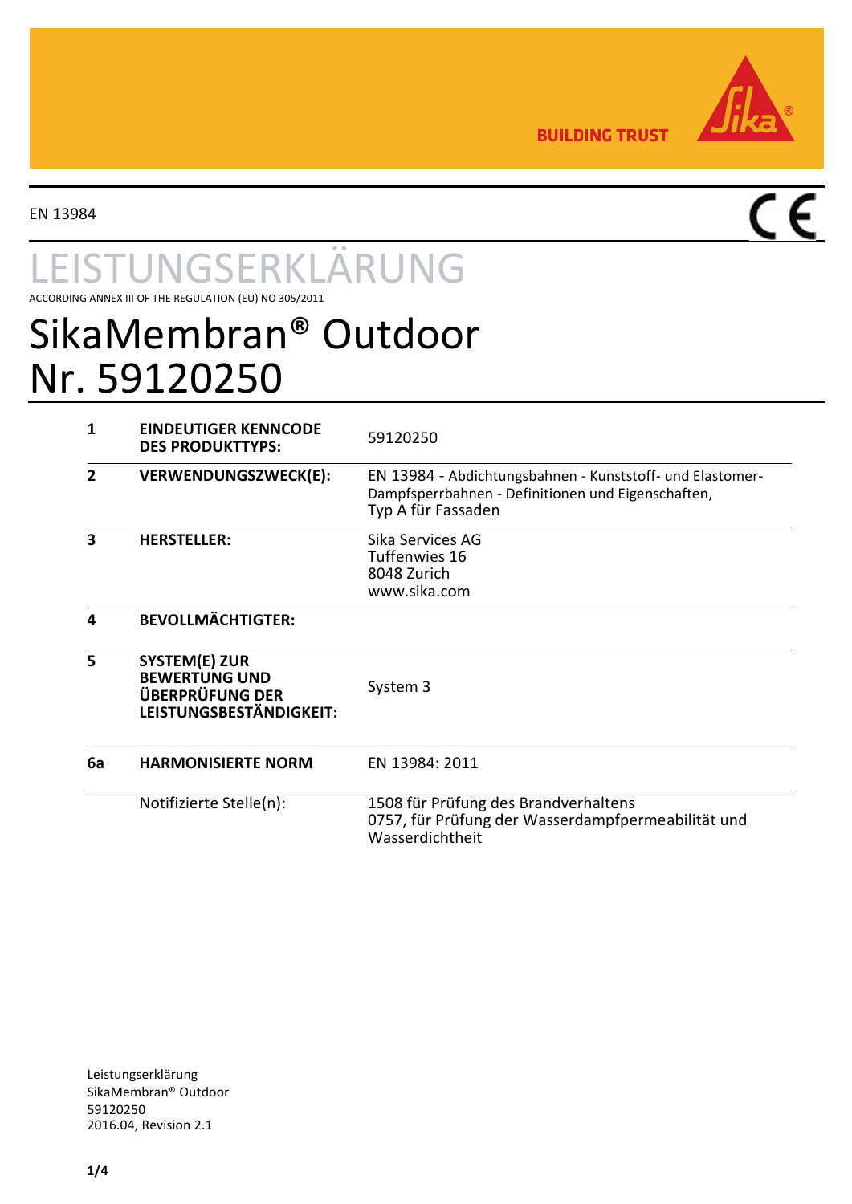BUILDING TRUST

EN 13984

# LEISTUNGSERKLÄRUNG

ACCORDING ANNEX III OF THE REGULATION (EU) NO 305/2011

# SikaMembran® Outdoor
# Nr. 59120250

| | | |
|---|---|---|
| **1** | **EINDEUTIGER KENNCODE DES PRODUKTTYPS:** | 59120250 |
| **2** | **VERWENDUNGSZWECK(E):** | EN 13984 - Abdichtungsbahnen - Kunststoff- und Elastomer-Dampfsperrbahnen - Definitionen und Eigenschaften, Typ A für Fassaden |
| **3** | **HERSTELLER:** | Sika Services AG<br>Tuffenwies 16<br>8048 Zurich<br>www.sika.com |
| **4** | **BEVOLLMÄCHTIGTER:** | |
| **5** | **SYSTEM(E) ZUR BEWERTUNG UND ÜBERPRÜFUNG DER LEISTUNGSBESTÄNDIGKEIT:** | System 3 |
| **6a** | **HARMONISIERTE NORM** | EN 13984: 2011 |
| | Notifizierte Stelle(n): | 1508 für Prüfung des Brandverhaltens<br>0757, für Prüfung der Wasserdampfpermeabilität und Wasserdichtheit |

Leistungserklärung
SikaMembran® Outdoor
59120250
2016.04, Revision 2.1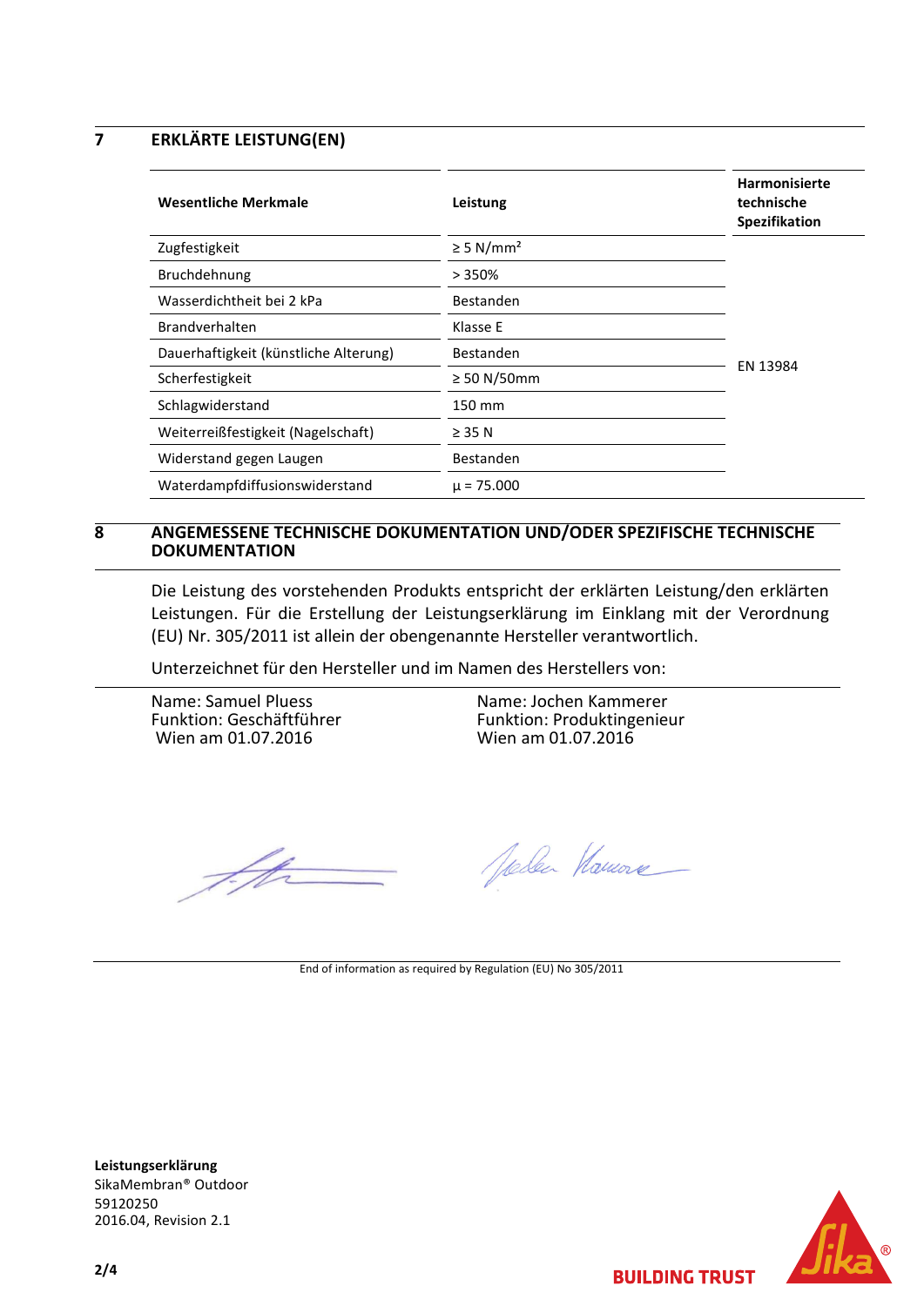## 7 ERKLÄRTE LEISTUNG(EN)

| Wesentliche Merkmale | Leistung | Harmonisierte technische Spezifikation |
|---|---|---|
| Zugfestigkeit | ≥ 5 N/mm² | EN 13984 |
| Bruchdehnung | > 350% | |
| Wasserdichtheit bei 2 kPa | Bestanden | |
| Brandverhalten | Klasse E | |
| Dauerhaftigkeit (künstliche Alterung) | Bestanden | |
| Scherfestigkeit | ≥ 50 N/50mm | |
| Schlagwiderstand | 150 mm | |
| Weiterreißfestigkeit (Nagelschaft) | ≥ 35 N | |
| Widerstand gegen Laugen | Bestanden | |
| Waterdampfdiffusionswiderstand | µ = 75.000 | |

## 8 ANGEMESSENE TECHNISCHE DOKUMENTATION UND/ODER SPEZIFISCHE TECHNISCHE DOKUMENTATION

Die Leistung des vorstehenden Produkts entspricht der erklärten Leistung/den erklärten Leistungen. Für die Erstellung der Leistungserklärung im Einklang mit der Verordnung (EU) Nr. 305/2011 ist allein der obengenannte Hersteller verantwortlich.

Unterzeichnet für den Hersteller und im Namen des Herstellers von:

Name: Samuel Pluess
Funktion: Geschäftführer
Wien am 01.07.2016

Name: Jochen Kammerer
Funktion: Produktingenieur
Wien am 01.07.2016

End of information as required by Regulation (EU) No 305/2011

**Leistungserklärung**
SikaMembran® Outdoor
59120250
2016.04, Revision 2.1

BUILDING TRUST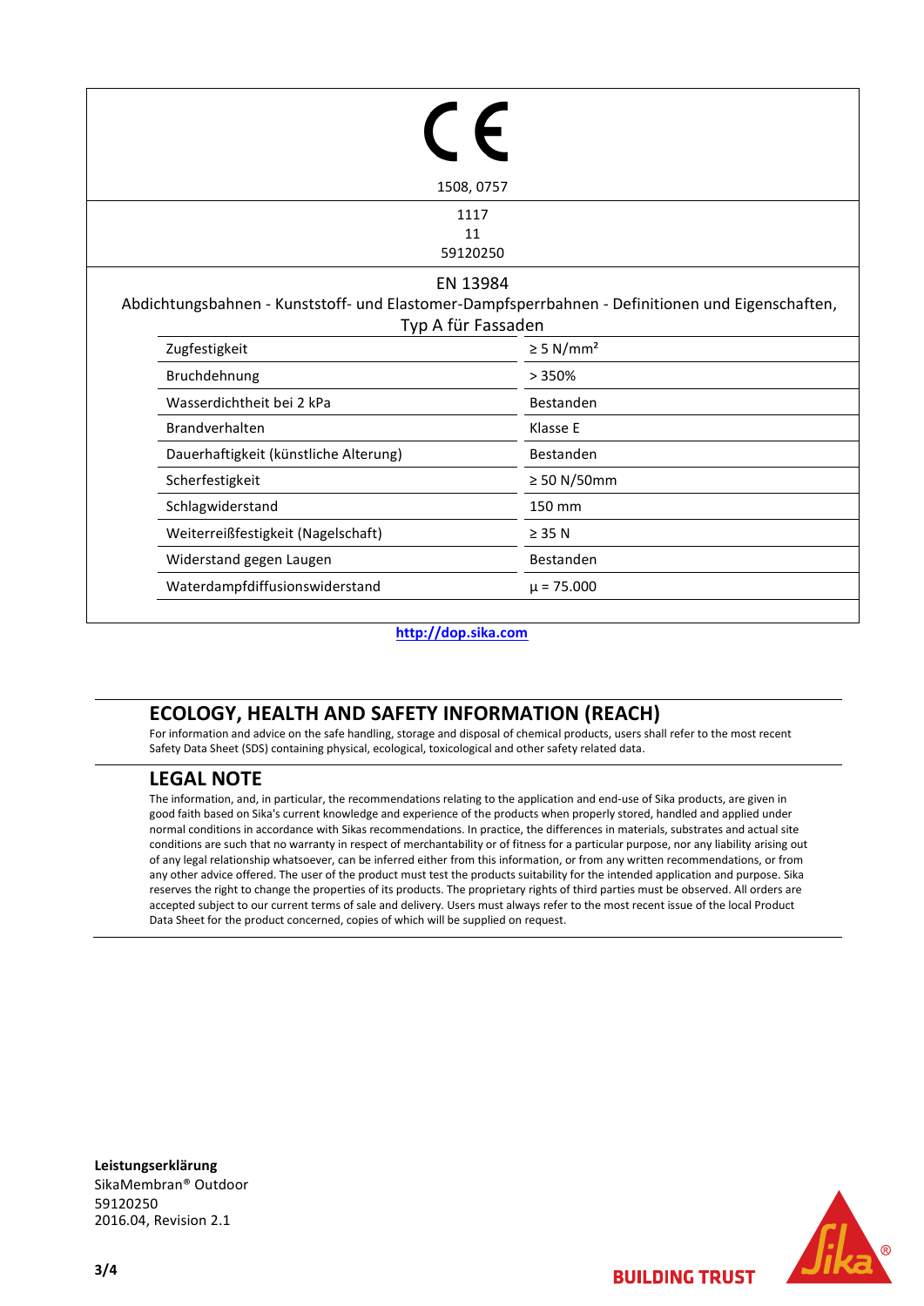CE

1508, 0757

1117

11

59120250

EN 13984

Abdichtungsbahnen - Kunststoff- und Elastomer-Dampfsperrbahnen - Definitionen und Eigenschaften, Typ A für Fassaden

| | |
|---|---|
| Zugfestigkeit | ≥ 5 N/mm² |
| Bruchdehnung | > 350% |
| Wasserdichtheit bei 2 kPa | Bestanden |
| Brandverhalten | Klasse E |
| Dauerhaftigkeit (künstliche Alterung) | Bestanden |
| Scherfestigkeit | ≥ 50 N/50mm |
| Schlagwiderstand | 150 mm |
| Weiterreißfestigkeit (Nagelschaft) | ≥ 35 N |
| Widerstand gegen Laugen | Bestanden |
| Waterdampfdiffusionswiderstand | $\mu$ = 75.000 |

http://dop.sika.com

## ECOLOGY, HEALTH AND SAFETY INFORMATION (REACH)

For information and advice on the safe handling, storage and disposal of chemical products, users shall refer to the most recent Safety Data Sheet (SDS) containing physical, ecological, toxicological and other safety related data.

## LEGAL NOTE

The information, and, in particular, the recommendations relating to the application and end-use of Sika products, are given in good faith based on Sika's current knowledge and experience of the products when properly stored, handled and applied under normal conditions in accordance with Sikas recommendations. In practice, the differences in materials, substrates and actual site conditions are such that no warranty in respect of merchantability or of fitness for a particular purpose, nor any liability arising out of any legal relationship whatsoever, can be inferred either from this information, or from any written recommendations, or from any other advice offered. The user of the product must test the products suitability for the intended application and purpose. Sika reserves the right to change the properties of its products. The proprietary rights of third parties must be observed. All orders are accepted subject to our current terms of sale and delivery. Users must always refer to the most recent issue of the local Product Data Sheet for the product concerned, copies of which will be supplied on request.

**Leistungserklärung**
SikaMembran® Outdoor
59120250
2016.04, Revision 2.1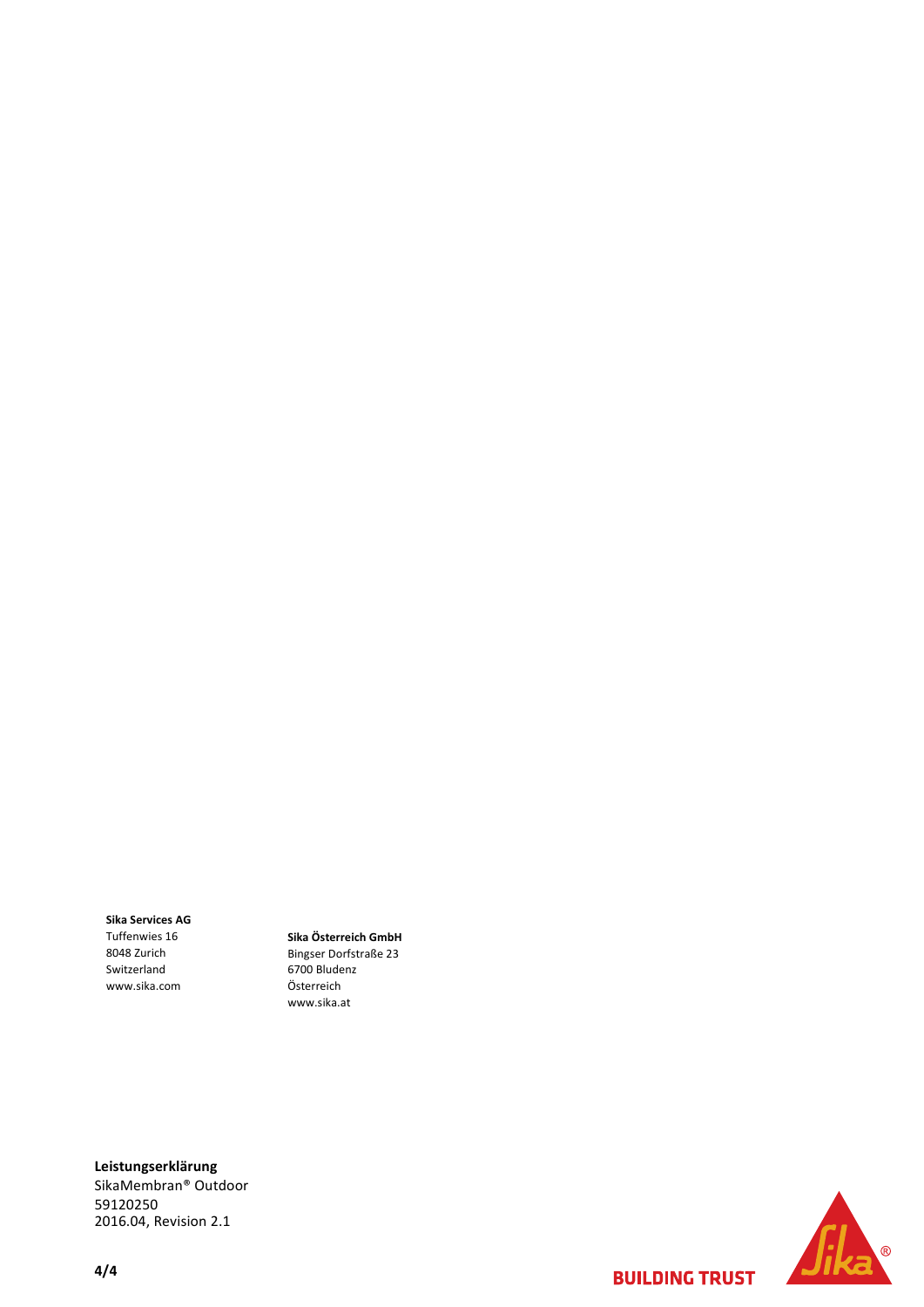**Sika Services AG**
Tuffenwies 16
8048 Zurich
Switzerland
www.sika.com

**Sika Österreich GmbH**
Bingser Dorfstraße 23
6700 Bludenz
Österreich
www.sika.at

**Leistungserklärung**
SikaMembran® Outdoor
59120250
2016.04, Revision 2.1

BUILDING TRUST